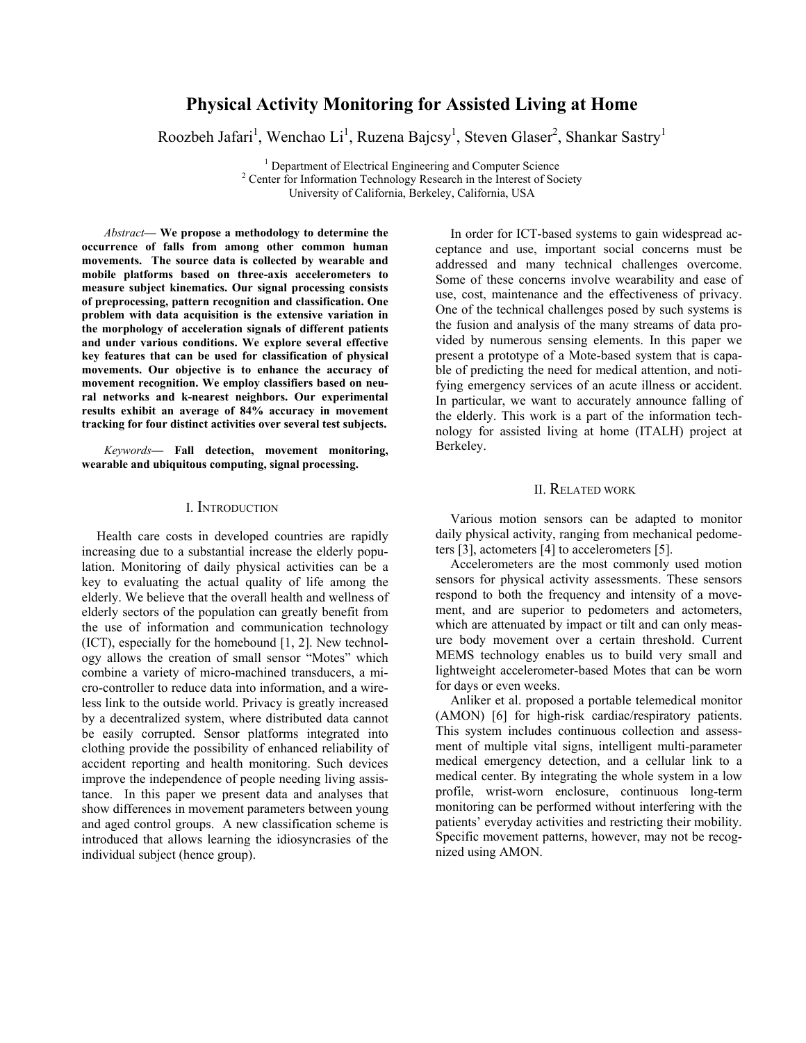# Physical Activity Monitoring for Assisted Living at Home

Roozbeh Jafari[1], Wenchao Li[1], Ruzena Bajcsy[1], Steven Glaser[2], Shankar Sastry[1]

[1] Department of Electrical Engineering and Computer Science
[2] Center for Information Technology Research in the Interest of Society
University of California, Berkeley, California, USA

*Abstract*— **We propose a methodology to determine the occurrence of falls from among other common human movements. The source data is collected by wearable and mobile platforms based on three-axis accelerometers to measure subject kinematics. Our signal processing consists of preprocessing, pattern recognition and classification. One problem with data acquisition is the extensive variation in the morphology of acceleration signals of different patients and under various conditions. We explore several effective key features that can be used for classification of physical movements. Our objective is to enhance the accuracy of movement recognition. We employ classifiers based on neural networks and k-nearest neighbors. Our experimental results exhibit an average of 84% accuracy in movement tracking for four distinct activities over several test subjects.**

*Keywords*— **Fall detection, movement monitoring, wearable and ubiquitous computing, signal processing.**

## I. Introduction

Health care costs in developed countries are rapidly increasing due to a substantial increase the elderly population. Monitoring of daily physical activities can be a key to evaluating the actual quality of life among the elderly. We believe that the overall health and wellness of elderly sectors of the population can greatly benefit from the use of information and communication technology (ICT), especially for the homebound [1, 2]. New technology allows the creation of small sensor "Motes" which combine a variety of micro-machined transducers, a micro-controller to reduce data into information, and a wireless link to the outside world. Privacy is greatly increased by a decentralized system, where distributed data cannot be easily corrupted. Sensor platforms integrated into clothing provide the possibility of enhanced reliability of accident reporting and health monitoring. Such devices improve the independence of people needing living assistance. In this paper we present data and analyses that show differences in movement parameters between young and aged control groups. A new classification scheme is introduced that allows learning the idiosyncrasies of the individual subject (hence group).

In order for ICT-based systems to gain widespread acceptance and use, important social concerns must be addressed and many technical challenges overcome. Some of these concerns involve wearability and ease of use, cost, maintenance and the effectiveness of privacy. One of the technical challenges posed by such systems is the fusion and analysis of the many streams of data provided by numerous sensing elements. In this paper we present a prototype of a Mote-based system that is capable of predicting the need for medical attention, and notifying emergency services of an acute illness or accident. In particular, we want to accurately announce falling of the elderly. This work is a part of the information technology for assisted living at home (ITALH) project at Berkeley.

## II. Related work

Various motion sensors can be adapted to monitor daily physical activity, ranging from mechanical pedometers [3], actometers [4] to accelerometers [5].

Accelerometers are the most commonly used motion sensors for physical activity assessments. These sensors respond to both the frequency and intensity of a movement, and are superior to pedometers and actometers, which are attenuated by impact or tilt and can only measure body movement over a certain threshold. Current MEMS technology enables us to build very small and lightweight accelerometer-based Motes that can be worn for days or even weeks.

Anliker et al. proposed a portable telemedical monitor (AMON) [6] for high-risk cardiac/respiratory patients. This system includes continuous collection and assessment of multiple vital signs, intelligent multi-parameter medical emergency detection, and a cellular link to a medical center. By integrating the whole system in a low profile, wrist-worn enclosure, continuous long-term monitoring can be performed without interfering with the patients' everyday activities and restricting their mobility. Specific movement patterns, however, may not be recognized using AMON.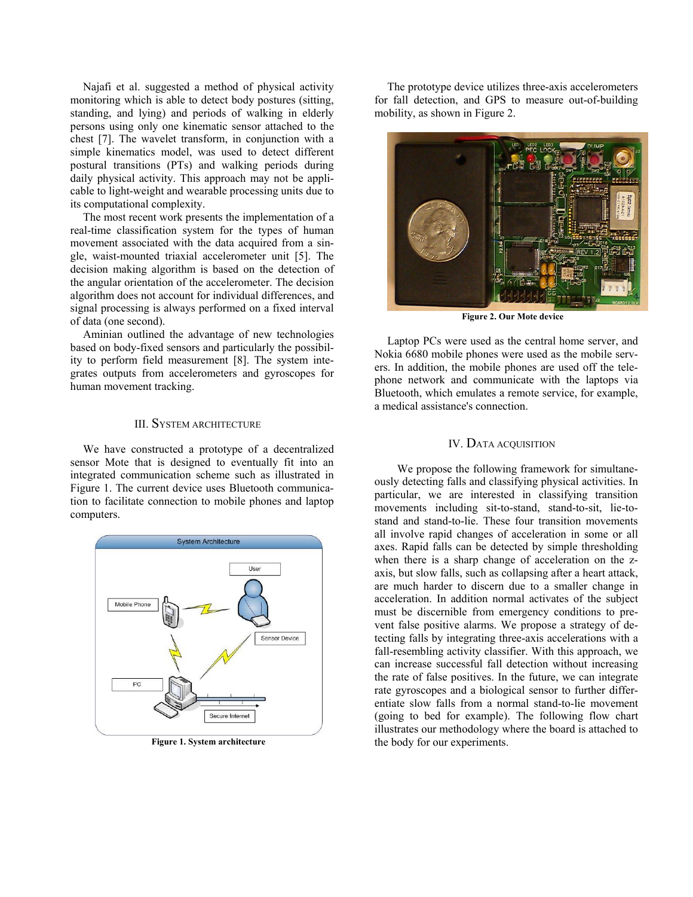Najafi et al. suggested a method of physical activity monitoring which is able to detect body postures (sitting, standing, and lying) and periods of walking in elderly persons using only one kinematic sensor attached to the chest [7]. The wavelet transform, in conjunction with a simple kinematics model, was used to detect different postural transitions (PTs) and walking periods during daily physical activity. This approach may not be applicable to light-weight and wearable processing units due to its computational complexity.

The most recent work presents the implementation of a real-time classification system for the types of human movement associated with the data acquired from a single, waist-mounted triaxial accelerometer unit [5]. The decision making algorithm is based on the detection of the angular orientation of the accelerometer. The decision algorithm does not account for individual differences, and signal processing is always performed on a fixed interval of data (one second).

Aminian outlined the advantage of new technologies based on body-fixed sensors and particularly the possibility to perform field measurement [8]. The system integrates outputs from accelerometers and gyroscopes for human movement tracking.

## III. System Architecture

We have constructed a prototype of a decentralized sensor Mote that is designed to eventually fit into an integrated communication scheme such as illustrated in Figure 1. The current device uses Bluetooth communication to facilitate connection to mobile phones and laptop computers.

**Figure 1. System architecture**

The prototype device utilizes three-axis accelerometers for fall detection, and GPS to measure out-of-building mobility, as shown in Figure 2.

**Figure 2. Our Mote device**

Laptop PCs were used as the central home server, and Nokia 6680 mobile phones were used as the mobile servers. In addition, the mobile phones are used off the telephone network and communicate with the laptops via Bluetooth, which emulates a remote service, for example, a medical assistance's connection.

## IV. Data Acquisition

We propose the following framework for simultaneously detecting falls and classifying physical activities. In particular, we are interested in classifying transition movements including sit-to-stand, stand-to-sit, lie-to-stand and stand-to-lie. These four transition movements all involve rapid changes of acceleration in some or all axes. Rapid falls can be detected by simple thresholding when there is a sharp change of acceleration on the z-axis, but slow falls, such as collapsing after a heart attack, are much harder to discern due to a smaller change in acceleration. In addition normal activates of the subject must be discernible from emergency conditions to prevent false positive alarms. We propose a strategy of detecting falls by integrating three-axis accelerations with a fall-resembling activity classifier. With this approach, we can increase successful fall detection without increasing the rate of false positives. In the future, we can integrate rate gyroscopes and a biological sensor to further differentiate slow falls from a normal stand-to-lie movement (going to bed for example). The following flow chart illustrates our methodology where the board is attached to the body for our experiments.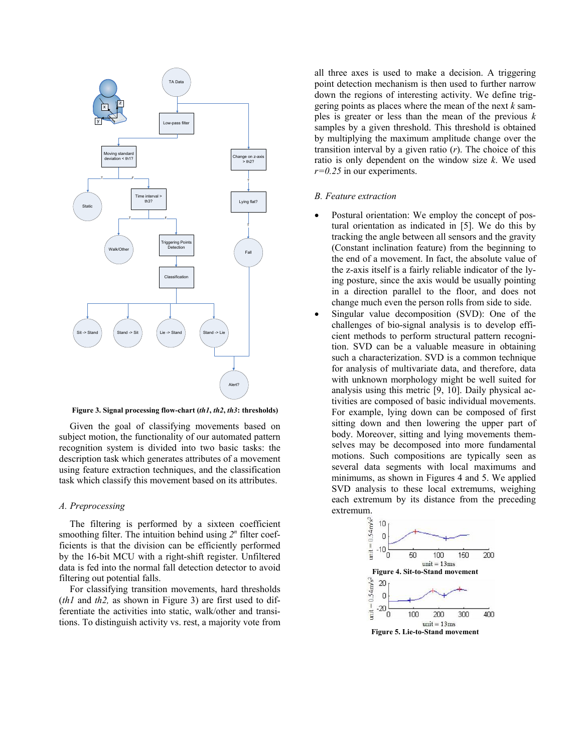TA Data

Low-pass filter

Moving standard deviation < th1?

Change on z-axis > th2?

T

F

Static

Time interval > th3?

T

Lying flat?

T

F

Walk/Other

Triggering Points Detection

Fall

Classification

Sit -> Stand

Stand -> Sit

Lie -> Stand

Stand -> Lie

Alert?

x

y

z

**Figure 3. Signal processing flow-chart (*th1*, *th2*, *th3*: thresholds)**

Given the goal of classifying movements based on subject motion, the functionality of our automated pattern recognition system is divided into two basic tasks: the description task which generates attributes of a movement using feature extraction techniques, and the classification task which classify this movement based on its attributes.

## *A. Preprocessing*

The filtering is performed by a sixteen coefficient smoothing filter. The intuition behind using $2^n$ filter coefficients is that the division can be efficiently performed by the 16-bit MCU with a right-shift register. Unfiltered data is fed into the normal fall detection detector to avoid filtering out potential falls.

For classifying transition movements, hard thresholds (*th1* and *th2,* as shown in Figure 3) are first used to differentiate the activities into static, walk/other and transitions. To distinguish activity vs. rest, a majority vote from all three axes is used to make a decision. A triggering point detection mechanism is then used to further narrow down the regions of interesting activity. We define triggering points as places where the mean of the next $k$ samples is greater or less than the mean of the previous $k$ samples by a given threshold. This threshold is obtained by multiplying the maximum amplitude change over the transition interval by a given ratio ($r$). The choice of this ratio is only dependent on the window size $k$. We used $r=0.25$ in our experiments.

## *B. Feature extraction*

- Postural orientation: We employ the concept of postural orientation as indicated in [5]. We do this by tracking the angle between all sensors and the gravity (Constant inclination feature) from the beginning to the end of a movement. In fact, the absolute value of the z-axis itself is a fairly reliable indicator of the lying posture, since the axis would be usually pointing in a direction parallel to the floor, and does not change much even the person rolls from side to side.
- Singular value decomposition (SVD): One of the challenges of bio-signal analysis is to develop efficient methods to perform structural pattern recognition. SVD can be a valuable measure in obtaining such a characterization. SVD is a common technique for analysis of multivariate data, and therefore, data with unknown morphology might be well suited for analysis using this metric [9, 10]. Daily physical activities are composed of basic individual movements. For example, lying down can be composed of first sitting down and then lowering the upper part of body. Moreover, sitting and lying movements themselves may be decomposed into more fundamental motions. Such compositions are typically seen as several data segments with local maximums and minimums, as shown in Figures 4 and 5. We applied SVD analysis to these local extremums, weighing each extremum by its distance from the preceding extremum.

unit = 0.54m/s²

10

0

-10

0

50

100

150

200

unit = 13ms

**Figure 4. Sit-to-Stand movement**

unit = 0.54m/s²

20

0

-20

0

100

200

300

400

unit = 13ms

**Figure 5. Lie-to-Stand movement**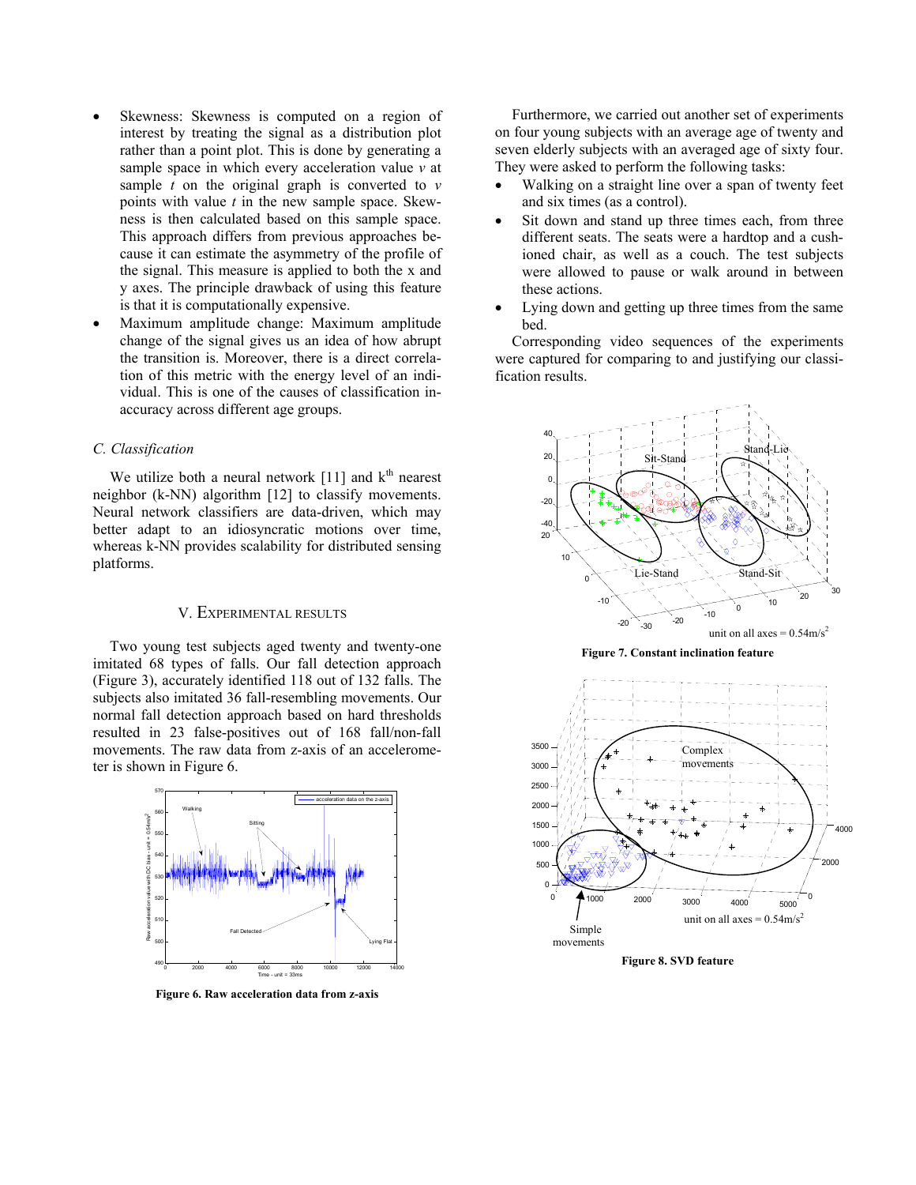- Skewness: Skewness is computed on a region of interest by treating the signal as a distribution plot rather than a point plot. This is done by generating a sample space in which every acceleration value *v* at sample *t* on the original graph is converted to *v* points with value *t* in the new sample space. Skewness is then calculated based on this sample space. This approach differs from previous approaches because it can estimate the asymmetry of the profile of the signal. This measure is applied to both the x and y axes. The principle drawback of using this feature is that it is computationally expensive.
- Maximum amplitude change: Maximum amplitude change of the signal gives us an idea of how abrupt the transition is. Moreover, there is a direct correlation of this metric with the energy level of an individual. This is one of the causes of classification inaccuracy across different age groups.

### C. Classification

We utilize both a neural network [11] and $k^{th}$ nearest neighbor (k-NN) algorithm [12] to classify movements. Neural network classifiers are data-driven, which may better adapt to an idiosyncratic motions over time, whereas k-NN provides scalability for distributed sensing platforms.

## V. Experimental Results

Two young test subjects aged twenty and twenty-one imitated 68 types of falls. Our fall detection approach (Figure 3), accurately identified 118 out of 132 falls. The subjects also imitated 36 fall-resembling movements. Our normal fall detection approach based on hard thresholds resulted in 23 false-positives out of 168 fall/non-fall movements. The raw data from z-axis of an accelerometer is shown in Figure 6.

**Figure 6. Raw acceleration data from z-axis**

Furthermore, we carried out another set of experiments on four young subjects with an average age of twenty and seven elderly subjects with an averaged age of sixty four. They were asked to perform the following tasks:

- Walking on a straight line over a span of twenty feet and six times (as a control).
- Sit down and stand up three times each, from three different seats. The seats were a hardtop and a cushioned chair, as well as a couch. The test subjects were allowed to pause or walk around in between these actions.
- Lying down and getting up three times from the same bed.

Corresponding video sequences of the experiments were captured for comparing to and justifying our classification results.

**Figure 7. Constant inclination feature**

**Figure 8. SVD feature**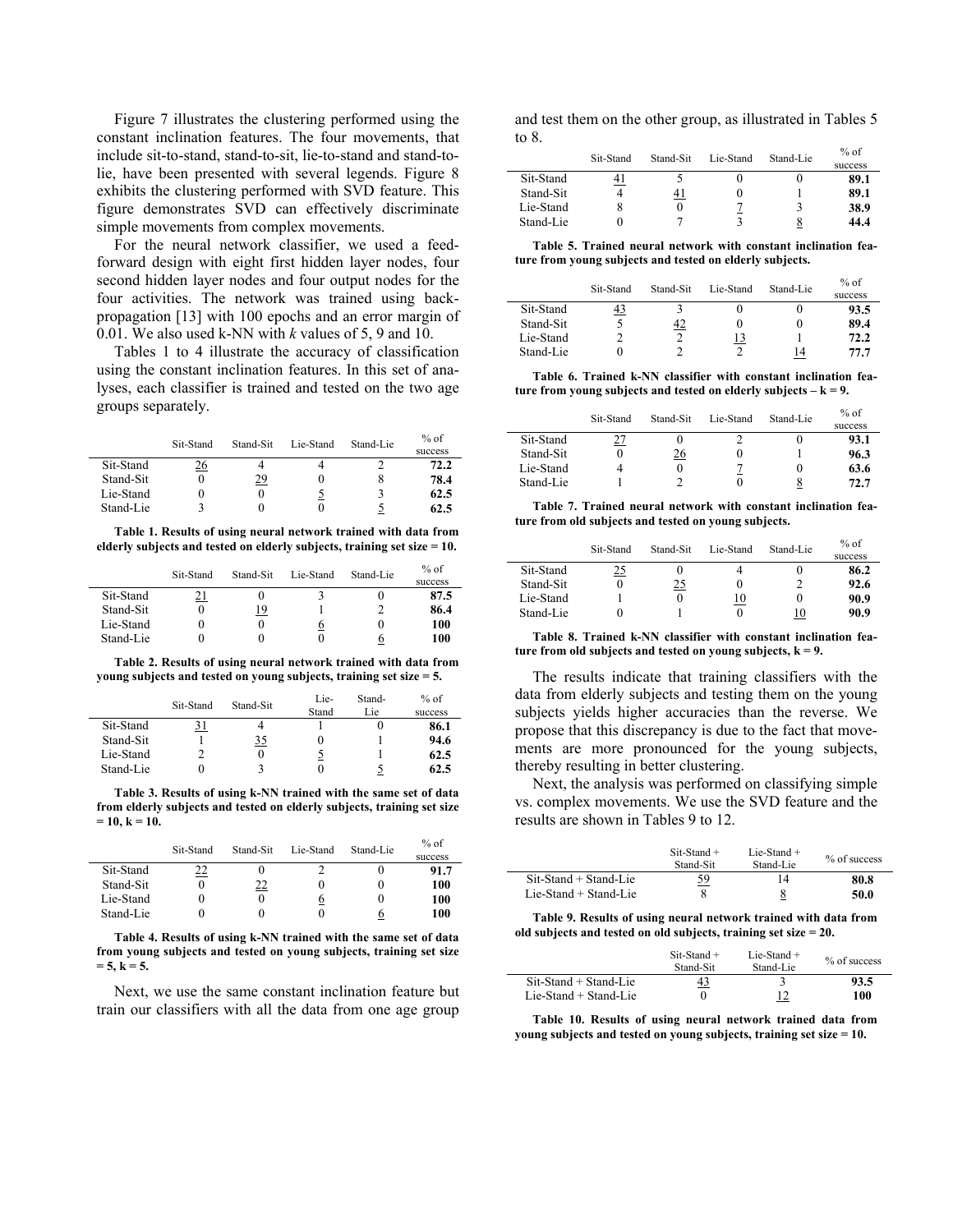Figure 7 illustrates the clustering performed using the constant inclination features. The four movements, that include sit-to-stand, stand-to-sit, lie-to-stand and stand-to-lie, have been presented with several legends. Figure 8 exhibits the clustering performed with SVD feature. This figure demonstrates SVD can effectively discriminate simple movements from complex movements.

For the neural network classifier, we used a feed-forward design with eight first hidden layer nodes, four second hidden layer nodes and four output nodes for the four activities. The network was trained using back-propagation [13] with 100 epochs and an error margin of 0.01. We also used k-NN with *k* values of 5, 9 and 10.

Tables 1 to 4 illustrate the accuracy of classification using the constant inclination features. In this set of analyses, each classifier is trained and tested on the two age groups separately.

| | Sit-Stand | Stand-Sit | Lie-Stand | Stand-Lie | % of success |
|---|---|---|---|---|---|
| Sit-Stand | 26 | 4 | 4 | 2 | **72.2** |
| Stand-Sit | 0 | 29 | 0 | 8 | **78.4** |
| Lie-Stand | 0 | 0 | 5 | 3 | **62.5** |
| Stand-Lie | 3 | 0 | 0 | 5 | **62.5** |

**Table 1. Results of using neural network trained with data from elderly subjects and tested on elderly subjects, training set size = 10.**

| | Sit-Stand | Stand-Sit | Lie-Stand | Stand-Lie | % of success |
|---|---|---|---|---|---|
| Sit-Stand | 21 | 0 | 3 | 0 | **87.5** |
| Stand-Sit | 0 | 19 | 1 | 2 | **86.4** |
| Lie-Stand | 0 | 0 | 6 | 0 | **100** |
| Stand-Lie | 0 | 0 | 0 | 6 | **100** |

**Table 2. Results of using neural network trained with data from young subjects and tested on young subjects, training set size = 5.**

| | Sit-Stand | Stand-Sit | Lie-Stand | Stand-Lie | % of success |
|---|---|---|---|---|---|
| Sit-Stand | 31 | 4 | 1 | 0 | **86.1** |
| Stand-Sit | 1 | 35 | 0 | 1 | **94.6** |
| Lie-Stand | 2 | 0 | 5 | 1 | **62.5** |
| Stand-Lie | 0 | 3 | 0 | 5 | **62.5** |

**Table 3. Results of using k-NN trained with the same set of data from elderly subjects and tested on elderly subjects, training set size = 10, k = 10.**

| | Sit-Stand | Stand-Sit | Lie-Stand | Stand-Lie | % of success |
|---|---|---|---|---|---|
| Sit-Stand | 22 | 0 | 2 | 0 | **91.7** |
| Stand-Sit | 0 | 22 | 0 | 0 | **100** |
| Lie-Stand | 0 | 0 | 6 | 0 | **100** |
| Stand-Lie | 0 | 0 | 0 | 6 | **100** |

**Table 4. Results of using k-NN trained with the same set of data from young subjects and tested on young subjects, training set size = 5, k = 5.**

Next, we use the same constant inclination feature but train our classifiers with all the data from one age group and test them on the other group, as illustrated in Tables 5 to 8.

| | Sit-Stand | Stand-Sit | Lie-Stand | Stand-Lie | % of success |
|---|---|---|---|---|---|
| Sit-Stand | 41 | 5 | 0 | 0 | **89.1** |
| Stand-Sit | 4 | 41 | 0 | 1 | **89.1** |
| Lie-Stand | 8 | 0 | 7 | 3 | **38.9** |
| Stand-Lie | 0 | 7 | 3 | 8 | **44.4** |

**Table 5. Trained neural network with constant inclination feature from young subjects and tested on elderly subjects.**

| | Sit-Stand | Stand-Sit | Lie-Stand | Stand-Lie | % of success |
|---|---|---|---|---|---|
| Sit-Stand | 43 | 3 | 0 | 0 | **93.5** |
| Stand-Sit | 5 | 42 | 0 | 0 | **89.4** |
| Lie-Stand | 2 | 2 | 13 | 1 | **72.2** |
| Stand-Lie | 0 | 2 | 2 | 14 | **77.7** |

**Table 6. Trained k-NN classifier with constant inclination feature from young subjects and tested on elderly subjects – k = 9.**

| | Sit-Stand | Stand-Sit | Lie-Stand | Stand-Lie | % of success |
|---|---|---|---|---|---|
| Sit-Stand | 27 | 0 | 2 | 0 | **93.1** |
| Stand-Sit | 0 | 26 | 0 | 1 | **96.3** |
| Lie-Stand | 4 | 0 | 7 | 0 | **63.6** |
| Stand-Lie | 1 | 2 | 0 | 8 | **72.7** |

**Table 7. Trained neural network with constant inclination feature from old subjects and tested on young subjects.**

| | Sit-Stand | Stand-Sit | Lie-Stand | Stand-Lie | % of success |
|---|---|---|---|---|---|
| Sit-Stand | 25 | 0 | 4 | 0 | **86.2** |
| Stand-Sit | 0 | 25 | 0 | 2 | **92.6** |
| Lie-Stand | 1 | 0 | 10 | 0 | **90.9** |
| Stand-Lie | 0 | 1 | 0 | 10 | **90.9** |

**Table 8. Trained k-NN classifier with constant inclination feature from old subjects and tested on young subjects, k = 9.**

The results indicate that training classifiers with the data from elderly subjects and testing them on the young subjects yields higher accuracies than the reverse. We propose that this discrepancy is due to the fact that movements are more pronounced for the young subjects, thereby resulting in better clustering.

Next, the analysis was performed on classifying simple vs. complex movements. We use the SVD feature and the results are shown in Tables 9 to 12.

| | Sit-Stand + Stand-Sit | Lie-Stand + Stand-Lie | % of success |
|---|---|---|---|
| Sit-Stand + Stand-Lie | 59 | 14 | **80.8** |
| Lie-Stand + Stand-Lie | 8 | 8 | **50.0** |

**Table 9. Results of using neural network trained with data from old subjects and tested on old subjects, training set size = 20.**

| | Sit-Stand + Stand-Sit | Lie-Stand + Stand-Lie | % of success |
|---|---|---|---|
| Sit-Stand + Stand-Lie | 43 | 3 | **93.5** |
| Lie-Stand + Stand-Lie | 0 | 12 | **100** |

**Table 10. Results of using neural network trained data from young subjects and tested on young subjects, training set size = 10.**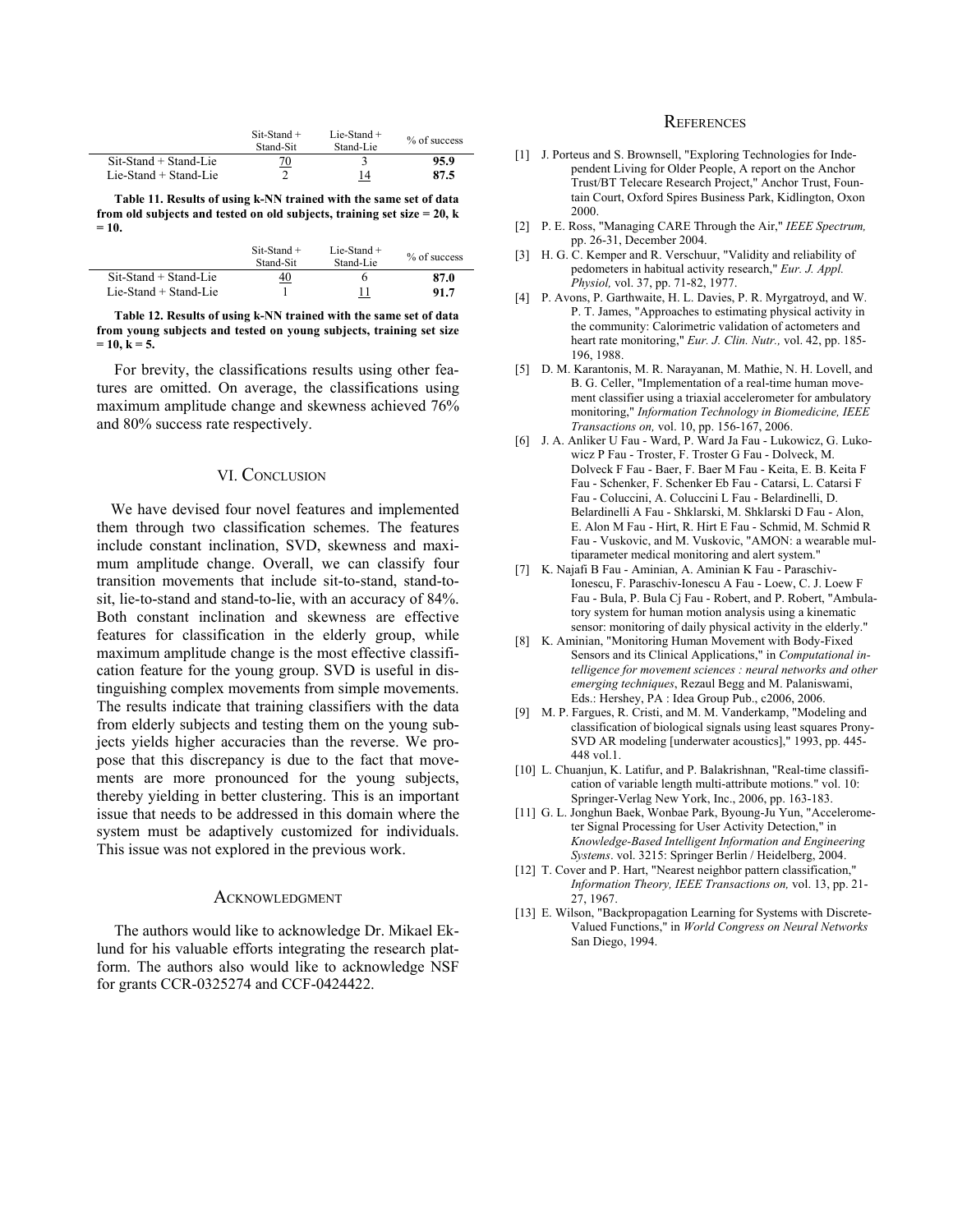|  | Sit-Stand + Stand-Sit | Lie-Stand + Stand-Lie | % of success |
|---|---|---|---|
| Sit-Stand + Stand-Lie | 70 | 3 | **95.9** |
| Lie-Stand + Stand-Lie | 2 | 14 | **87.5** |

**Table 11. Results of using k-NN trained with the same set of data from old subjects and tested on old subjects, training set size = 20, k = 10.**

|  | Sit-Stand + Stand-Sit | Lie-Stand + Stand-Lie | % of success |
|---|---|---|---|
| Sit-Stand + Stand-Lie | 40 | 6 | **87.0** |
| Lie-Stand + Stand-Lie | 1 | 11 | **91.7** |

**Table 12. Results of using k-NN trained with the same set of data from young subjects and tested on young subjects, training set size = 10, k = 5.**

For brevity, the classifications results using other features are omitted. On average, the classifications using maximum amplitude change and skewness achieved 76% and 80% success rate respectively.

## VI. Conclusion

We have devised four novel features and implemented them through two classification schemes. The features include constant inclination, SVD, skewness and maximum amplitude change. Overall, we can classify four transition movements that include sit-to-stand, stand-to-sit, lie-to-stand and stand-to-lie, with an accuracy of 84%. Both constant inclination and skewness are effective features for classification in the elderly group, while maximum amplitude change is the most effective classification feature for the young group. SVD is useful in distinguishing complex movements from simple movements. The results indicate that training classifiers with the data from elderly subjects and testing them on the young subjects yields higher accuracies than the reverse. We propose that this discrepancy is due to the fact that movements are more pronounced for the young subjects, thereby yielding in better clustering. This is an important issue that needs to be addressed in this domain where the system must be adaptively customized for individuals. This issue was not explored in the previous work.

## Acknowledgment

The authors would like to acknowledge Dr. Mikael Eklund for his valuable efforts integrating the research platform. The authors also would like to acknowledge NSF for grants CCR-0325274 and CCF-0424422.

## References

[1] J. Porteus and S. Brownsell, "Exploring Technologies for Independent Living for Older People, A report on the Anchor Trust/BT Telecare Research Project," Anchor Trust, Fountain Court, Oxford Spires Business Park, Kidlington, Oxon 2000.

[2] P. E. Ross, "Managing CARE Through the Air," *IEEE Spectrum,* pp. 26-31, December 2004.

[3] H. G. C. Kemper and R. Verschuur, "Validity and reliability of pedometers in habitual activity research," *Eur. J. Appl. Physiol,* vol. 37, pp. 71-82, 1977.

[4] P. Avons, P. Garthwaite, H. L. Davies, P. R. Myrgatroyd, and W. P. T. James, "Approaches to estimating physical activity in the community: Calorimetric validation of actometers and heart rate monitoring," *Eur. J. Clin. Nutr.,* vol. 42, pp. 185-196, 1988.

[5] D. M. Karantonis, M. R. Narayanan, M. Mathie, N. H. Lovell, and B. G. Celler, "Implementation of a real-time human movement classifier using a triaxial accelerometer for ambulatory monitoring," *Information Technology in Biomedicine, IEEE Transactions on,* vol. 10, pp. 156-167, 2006.

[6] J. A. Anliker U Fau - Ward, P. Ward Ja Fau - Lukowicz, G. Lukowicz P Fau - Troster, F. Troster G Fau - Dolveck, M. Dolveck F Fau - Baer, F. Baer M Fau - Keita, E. B. Keita F Fau - Schenker, F. Schenker Eb Fau - Catarsi, L. Catarsi F Fau - Coluccini, A. Coluccini L Fau - Belardinelli, D. Belardinelli A Fau - Shklarski, M. Shklarski D Fau - Alon, E. Alon M Fau - Hirt, R. Hirt E Fau - Schmid, M. Schmid R Fau - Vuskovic, and M. Vuskovic, "AMON: a wearable multiparameter medical monitoring and alert system."

[7] K. Najafi B Fau - Aminian, A. Aminian K Fau - Paraschiv-Ionescu, F. Paraschiv-Ionescu A Fau - Loew, C. J. Loew F Fau - Bula, P. Bula Cj Fau - Robert, and P. Robert, "Ambulatory system for human motion analysis using a kinematic sensor: monitoring of daily physical activity in the elderly."

[8] K. Aminian, "Monitoring Human Movement with Body-Fixed Sensors and its Clinical Applications," in *Computational intelligence for movement sciences : neural networks and other emerging techniques*, Rezaul Begg and M. Palaniswami, Eds.: Hershey, PA : Idea Group Pub., c2006, 2006.

[9] M. P. Fargues, R. Cristi, and M. M. Vanderkamp, "Modeling and classification of biological signals using least squares Prony-SVD AR modeling [underwater acoustics]," 1993, pp. 445-448 vol.1.

[10] L. Chuanjun, K. Latifur, and P. Balakrishnan, "Real-time classification of variable length multi-attribute motions." vol. 10: Springer-Verlag New York, Inc., 2006, pp. 163-183.

[11] G. L. Jonghun Baek, Wonbae Park, Byoung-Ju Yun, "Accelerometer Signal Processing for User Activity Detection," in *Knowledge-Based Intelligent Information and Engineering Systems*. vol. 3215: Springer Berlin / Heidelberg, 2004.

[12] T. Cover and P. Hart, "Nearest neighbor pattern classification," *Information Theory, IEEE Transactions on,* vol. 13, pp. 21-27, 1967.

[13] E. Wilson, "Backpropagation Learning for Systems with Discrete-Valued Functions," in *World Congress on Neural Networks* San Diego, 1994.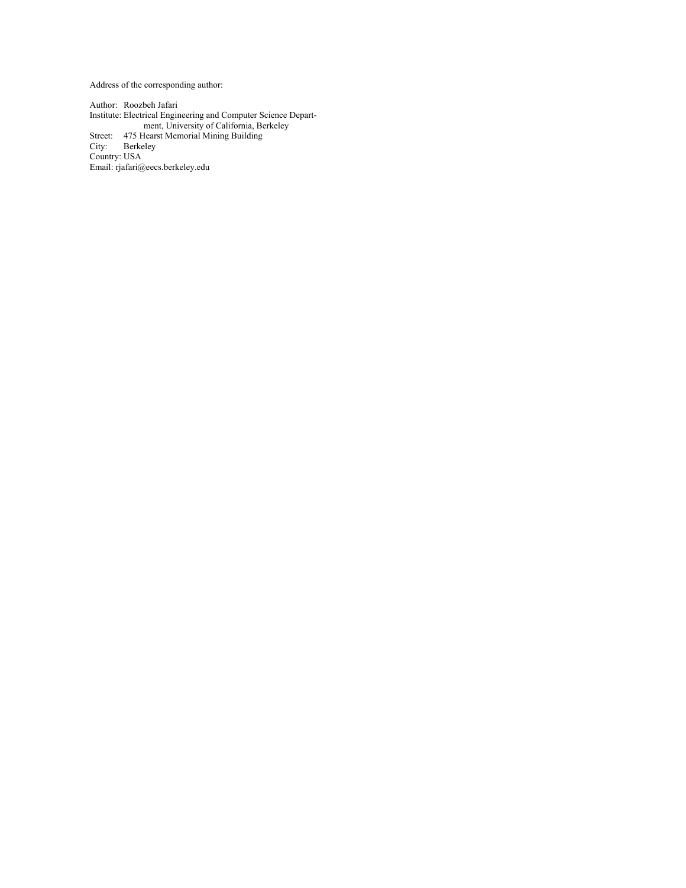Address of the corresponding author:

Author: Roozbeh Jafari
Institute: Electrical Engineering and Computer Science Department, University of California, Berkeley
Street: 475 Hearst Memorial Mining Building
City: Berkeley
Country: USA
Email: rjafari@eecs.berkeley.edu